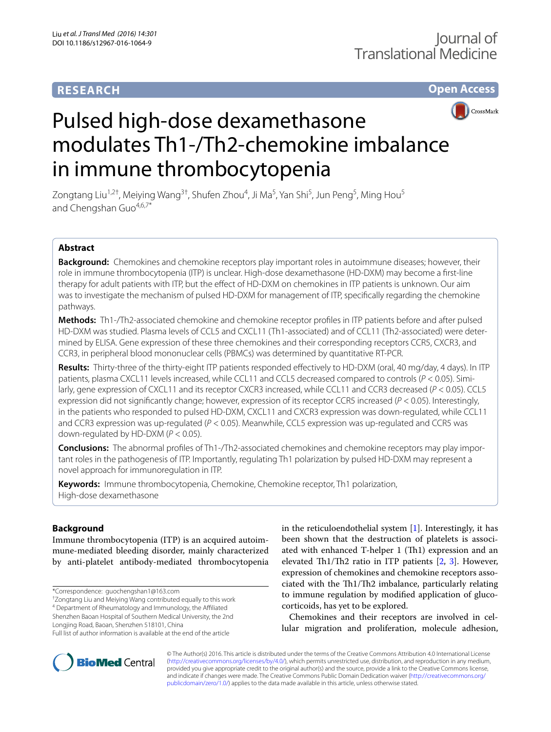**RESEARCH** **Open Access**

# Pulsed high-dose dexamethasone modulates Th1-/Th2-chemokine imbalance in immune thrombocytopenia

Zongtang Liu[1,2†], Meiying Wang[3†], Shufen Zhou[4], Ji Ma[5], Yan Shi[5], Jun Peng[5], Ming Hou[5] and Chengshan Guo[4,6,7*]

## Abstract

**Background:** Chemokines and chemokine receptors play important roles in autoimmune diseases; however, their role in immune thrombocytopenia (ITP) is unclear. High-dose dexamethasone (HD-DXM) may become a first-line therapy for adult patients with ITP, but the effect of HD-DXM on chemokines in ITP patients is unknown. Our aim was to investigate the mechanism of pulsed HD-DXM for management of ITP, specifically regarding the chemokine pathways.

**Methods:** Th1-/Th2-associated chemokine and chemokine receptor profiles in ITP patients before and after pulsed HD-DXM was studied. Plasma levels of CCL5 and CXCL11 (Th1-associated) and of CCL11 (Th2-associated) were determined by ELISA. Gene expression of these three chemokines and their corresponding receptors CCR5, CXCR3, and CCR3, in peripheral blood mononuclear cells (PBMCs) was determined by quantitative RT-PCR.

**Results:** Thirty-three of the thirty-eight ITP patients responded effectively to HD-DXM (oral, 40 mg/day, 4 days). In ITP patients, plasma CXCL11 levels increased, while CCL11 and CCL5 decreased compared to controls ($P < 0.05$). Similarly, gene expression of CXCL11 and its receptor CXCR3 increased, while CCL11 and CCR3 decreased ($P < 0.05$). CCL5 expression did not significantly change; however, expression of its receptor CCR5 increased ($P < 0.05$). Interestingly, in the patients who responded to pulsed HD-DXM, CXCL11 and CXCR3 expression was down-regulated, while CCL11 and CCR3 expression was up-regulated ($P < 0.05$). Meanwhile, CCL5 expression was up-regulated and CCR5 was down-regulated by HD-DXM ($P < 0.05$).

**Conclusions:** The abnormal profiles of Th1-/Th2-associated chemokines and chemokine receptors may play important roles in the pathogenesis of ITP. Importantly, regulating Th1 polarization by pulsed HD-DXM may represent a novel approach for immunoregulation in ITP.

**Keywords:** Immune thrombocytopenia, Chemokine, Chemokine receptor, Th1 polarization, High-dose dexamethasone

## Background

Immune thrombocytopenia (ITP) is an acquired autoimmune-mediated bleeding disorder, mainly characterized by anti-platelet antibody-mediated thrombocytopenia in the reticuloendothelial system [1]. Interestingly, it has been shown that the destruction of platelets is associated with enhanced T-helper 1 (Th1) expression and an elevated Th1/Th2 ratio in ITP patients [2, 3]. However, expression of chemokines and chemokine receptors associated with the Th1/Th2 imbalance, particularly relating to immune regulation by modified application of glucocorticoids, has yet to be explored.

Chemokines and their receptors are involved in cellular migration and proliferation, molecule adhesion,

*Correspondence: guochengshan1@163.com
†Zongtang Liu and Meiying Wang contributed equally to this work
[4] Department of Rheumatology and Immunology, the Affiliated Shenzhen Baoan Hospital of Southern Medical University, the 2nd Longjing Road, Baoan, Shenzhen 518101, China
Full list of author information is available at the end of the article

© The Author(s) 2016. This article is distributed under the terms of the Creative Commons Attribution 4.0 International License (http://creativecommons.org/licenses/by/4.0/), which permits unrestricted use, distribution, and reproduction in any medium, provided you give appropriate credit to the original author(s) and the source, provide a link to the Creative Commons license, and indicate if changes were made. The Creative Commons Public Domain Dedication waiver (http://creativecommons.org/publicdomain/zero/1.0/) applies to the data made available in this article, unless otherwise stated.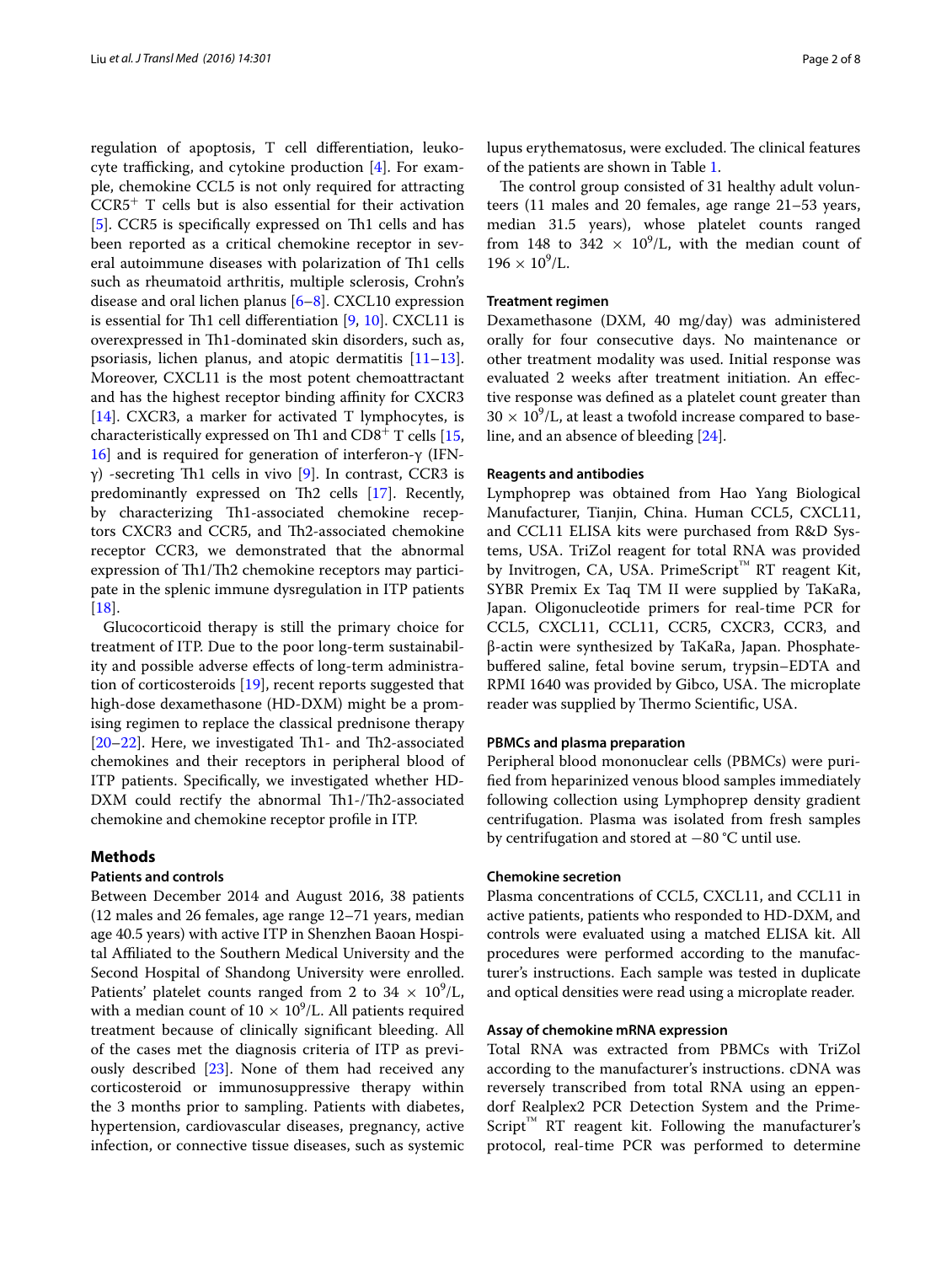regulation of apoptosis, T cell differentiation, leukocyte trafficking, and cytokine production [4]. For example, chemokine CCL5 is not only required for attracting $CCR5^+$ T cells but is also essential for their activation [5]. CCR5 is specifically expressed on Th1 cells and has been reported as a critical chemokine receptor in several autoimmune diseases with polarization of Th1 cells such as rheumatoid arthritis, multiple sclerosis, Crohn's disease and oral lichen planus [6–8]. CXCL10 expression is essential for Th1 cell differentiation [9, 10]. CXCL11 is overexpressed in Th1-dominated skin disorders, such as, psoriasis, lichen planus, and atopic dermatitis [11–13]. Moreover, CXCL11 is the most potent chemoattractant and has the highest receptor binding affinity for CXCR3 [14]. CXCR3, a marker for activated T lymphocytes, is characteristically expressed on Th1 and $CD8^+$ T cells [15, 16] and is required for generation of interferon-γ (IFN-γ) -secreting Th1 cells in vivo [9]. In contrast, CCR3 is predominantly expressed on Th2 cells [17]. Recently, by characterizing Th1-associated chemokine receptors CXCR3 and CCR5, and Th2-associated chemokine receptor CCR3, we demonstrated that the abnormal expression of Th1/Th2 chemokine receptors may participate in the splenic immune dysregulation in ITP patients [18].

Glucocorticoid therapy is still the primary choice for treatment of ITP. Due to the poor long-term sustainability and possible adverse effects of long-term administration of corticosteroids [19], recent reports suggested that high-dose dexamethasone (HD-DXM) might be a promising regimen to replace the classical prednisone therapy [20–22]. Here, we investigated Th1- and Th2-associated chemokines and their receptors in peripheral blood of ITP patients. Specifically, we investigated whether HD-DXM could rectify the abnormal Th1-/Th2-associated chemokine and chemokine receptor profile in ITP.

## Methods

### Patients and controls

Between December 2014 and August 2016, 38 patients (12 males and 26 females, age range 12–71 years, median age 40.5 years) with active ITP in Shenzhen Baoan Hospital Affiliated to the Southern Medical University and the Second Hospital of Shandong University were enrolled. Patients' platelet counts ranged from 2 to 34 × $10^9$/L, with a median count of 10 × $10^9$/L. All patients required treatment because of clinically significant bleeding. All of the cases met the diagnosis criteria of ITP as previously described [23]. None of them had received any corticosteroid or immunosuppressive therapy within the 3 months prior to sampling. Patients with diabetes, hypertension, cardiovascular diseases, pregnancy, active infection, or connective tissue diseases, such as systemic lupus erythematosus, were excluded. The clinical features of the patients are shown in Table 1.

The control group consisted of 31 healthy adult volunteers (11 males and 20 females, age range 21–53 years, median 31.5 years), whose platelet counts ranged from 148 to 342 × $10^9$/L, with the median count of 196 × $10^9$/L.

### Treatment regimen

Dexamethasone (DXM, 40 mg/day) was administered orally for four consecutive days. No maintenance or other treatment modality was used. Initial response was evaluated 2 weeks after treatment initiation. An effective response was defined as a platelet count greater than 30 × $10^9$/L, at least a twofold increase compared to baseline, and an absence of bleeding [24].

### Reagents and antibodies

Lymphoprep was obtained from Hao Yang Biological Manufacturer, Tianjin, China. Human CCL5, CXCL11, and CCL11 ELISA kits were purchased from R&D Systems, USA. TriZol reagent for total RNA was provided by Invitrogen, CA, USA. PrimeScript™ RT reagent Kit, SYBR Premix Ex Taq TM II were supplied by TaKaRa, Japan. Oligonucleotide primers for real-time PCR for CCL5, CXCL11, CCL11, CCR5, CXCR3, CCR3, and β-actin were synthesized by TaKaRa, Japan. Phosphate-buffered saline, fetal bovine serum, trypsin–EDTA and RPMI 1640 was provided by Gibco, USA. The microplate reader was supplied by Thermo Scientific, USA.

### PBMCs and plasma preparation

Peripheral blood mononuclear cells (PBMCs) were purified from heparinized venous blood samples immediately following collection using Lymphoprep density gradient centrifugation. Plasma was isolated from fresh samples by centrifugation and stored at −80 °C until use.

### Chemokine secretion

Plasma concentrations of CCL5, CXCL11, and CCL11 in active patients, patients who responded to HD-DXM, and controls were evaluated using a matched ELISA kit. All procedures were performed according to the manufacturer's instructions. Each sample was tested in duplicate and optical densities were read using a microplate reader.

### Assay of chemokine mRNA expression

Total RNA was extracted from PBMCs with TriZol according to the manufacturer's instructions. cDNA was reversely transcribed from total RNA using an eppendorf Realplex2 PCR Detection System and the PrimeScript™ RT reagent kit. Following the manufacturer's protocol, real-time PCR was performed to determine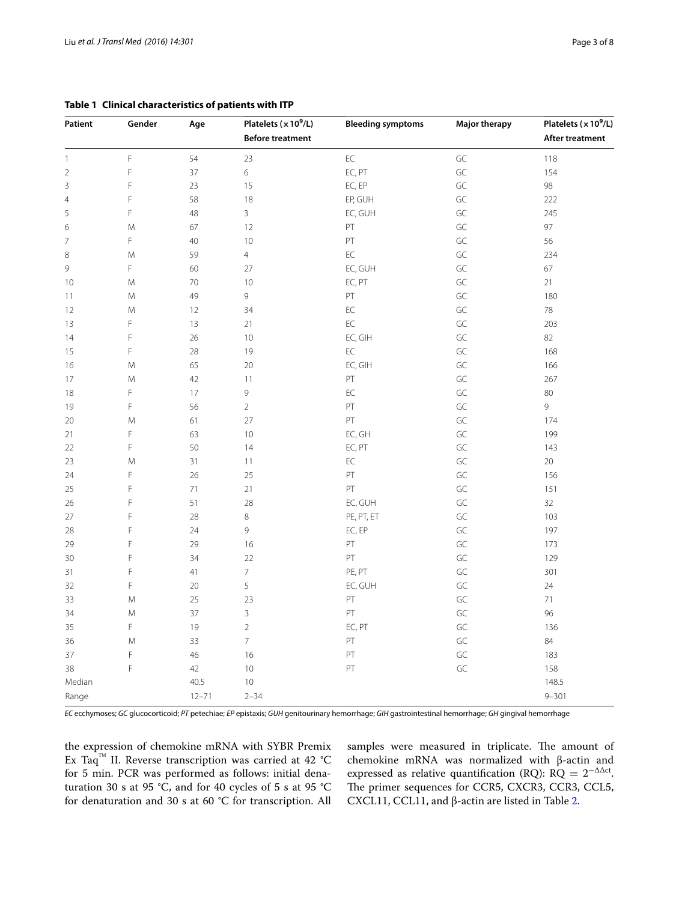**Table 1 Clinical characteristics of patients with ITP**

| Patient | Gender | Age | Platelets ($\times 10^9$/L) Before treatment | Bleeding symptoms | Major therapy | Platelets ($\times 10^9$/L) After treatment |
|---|---|---|---|---|---|---|
| 1 | F | 54 | 23 | EC | GC | 118 |
| 2 | F | 37 | 6 | EC, PT | GC | 154 |
| 3 | F | 23 | 15 | EC, EP | GC | 98 |
| 4 | F | 58 | 18 | EP, GUH | GC | 222 |
| 5 | F | 48 | 3 | EC, GUH | GC | 245 |
| 6 | M | 67 | 12 | PT | GC | 97 |
| 7 | F | 40 | 10 | PT | GC | 56 |
| 8 | M | 59 | 4 | EC | GC | 234 |
| 9 | F | 60 | 27 | EC, GUH | GC | 67 |
| 10 | M | 70 | 10 | EC, PT | GC | 21 |
| 11 | M | 49 | 9 | PT | GC | 180 |
| 12 | M | 12 | 34 | EC | GC | 78 |
| 13 | F | 13 | 21 | EC | GC | 203 |
| 14 | F | 26 | 10 | EC, GIH | GC | 82 |
| 15 | F | 28 | 19 | EC | GC | 168 |
| 16 | M | 65 | 20 | EC, GIH | GC | 166 |
| 17 | M | 42 | 11 | PT | GC | 267 |
| 18 | F | 17 | 9 | EC | GC | 80 |
| 19 | F | 56 | 2 | PT | GC | 9 |
| 20 | M | 61 | 27 | PT | GC | 174 |
| 21 | F | 63 | 10 | EC, GH | GC | 199 |
| 22 | F | 50 | 14 | EC, PT | GC | 143 |
| 23 | M | 31 | 11 | EC | GC | 20 |
| 24 | F | 26 | 25 | PT | GC | 156 |
| 25 | F | 71 | 21 | PT | GC | 151 |
| 26 | F | 51 | 28 | EC, GUH | GC | 32 |
| 27 | F | 28 | 8 | PE, PT, ET | GC | 103 |
| 28 | F | 24 | 9 | EC, EP | GC | 197 |
| 29 | F | 29 | 16 | PT | GC | 173 |
| 30 | F | 34 | 22 | PT | GC | 129 |
| 31 | F | 41 | 7 | PE, PT | GC | 301 |
| 32 | F | 20 | 5 | EC, GUH | GC | 24 |
| 33 | M | 25 | 23 | PT | GC | 71 |
| 34 | M | 37 | 3 | PT | GC | 96 |
| 35 | F | 19 | 2 | EC, PT | GC | 136 |
| 36 | M | 33 | 7 | PT | GC | 84 |
| 37 | F | 46 | 16 | PT | GC | 183 |
| 38 | F | 42 | 10 | PT | GC | 158 |
| Median | | 40.5 | 10 | | | 148.5 |
| Range | | 12–71 | 2–34 | | | 9–301 |

*EC* ecchymoses; *GC* glucocorticoid; *PT* petechiae; *EP* epistaxis; *GUH* genitourinary hemorrhage; *GIH* gastrointestinal hemorrhage; *GH* gingival hemorrhage

the expression of chemokine mRNA with SYBR Premix Ex Taq™ II. Reverse transcription was carried at 42 °C for 5 min. PCR was performed as follows: initial denaturation 30 s at 95 °C, and for 40 cycles of 5 s at 95 °C for denaturation and 30 s at 60 °C for transcription. All samples were measured in triplicate. The amount of chemokine mRNA was normalized with β-actin and expressed as relative quantification (RQ): $RQ = 2^{-\Delta\Delta ct}$. The primer sequences for CCR5, CXCR3, CCR3, CCL5, CXCL11, CCL11, and β-actin are listed in Table 2.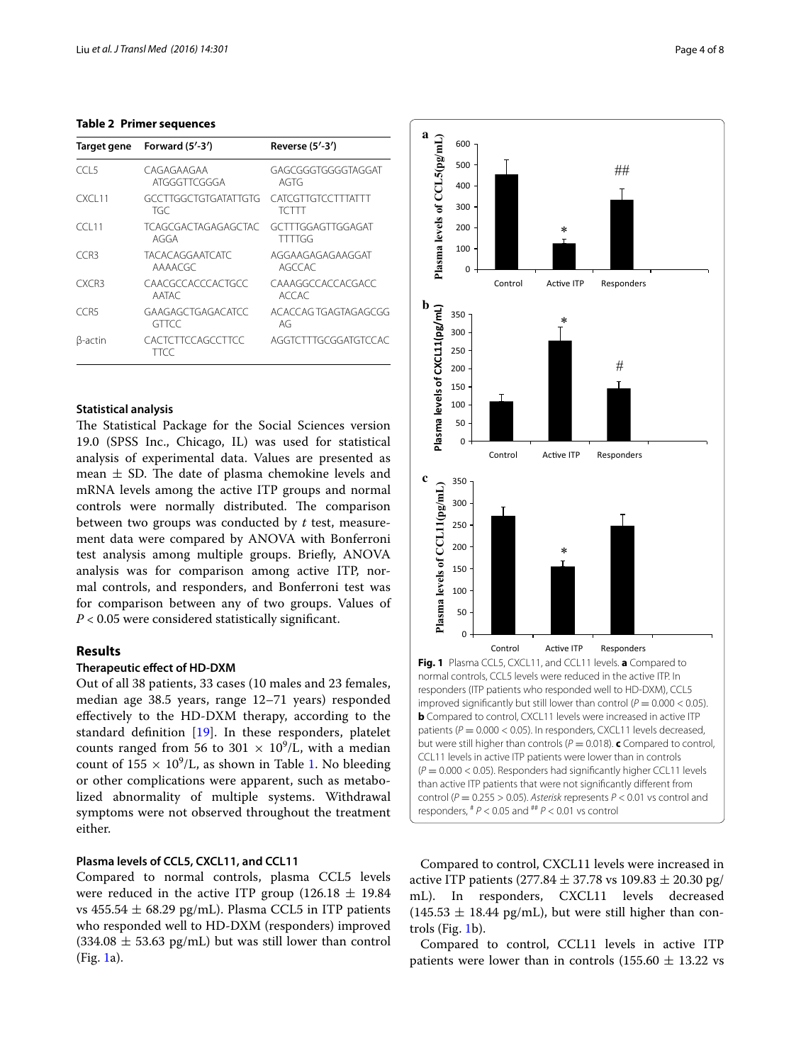**Table 2 Primer sequences**

| Target gene | Forward (5′-3′) | Reverse (5′-3′) |
|---|---|---|
| CCL5 | CAGAGAAGAA ATGGGTTCGGGA | GAGCGGGTGGGGTAGGAT AGTG |
| CXCL11 | GCCTTGGCTGTGATATTGTG TGC | CATCGTTGTCCTTTATTT TCTTT |
| CCL11 | TCAGCGACTAGAGAGCTAC AGGA | GCTTTGGAGTTGGAGAT TTTTGG |
| CCR3 | TACACAGGAATCATC AAAACGC | AGGAAGAGAGAAGGAT AGCCAC |
| CXCR3 | CAACGCCACCCACTGCC AATAC | CAAAGGCCACCACGACC ACCAC |
| CCR5 | GAAGAGCTGAGACATCC GTTCC | ACACCAG TGAGTAGAGCGG AG |
| β-actin | CACTCTTCCAGCCTTCC TTCC | AGGTCTTTGCGGATGTCCAC |

### Statistical analysis

The Statistical Package for the Social Sciences version 19.0 (SPSS Inc., Chicago, IL) was used for statistical analysis of experimental data. Values are presented as mean ± SD. The date of plasma chemokine levels and mRNA levels among the active ITP groups and normal controls were normally distributed. The comparison between two groups was conducted by *t* test, measurement data were compared by ANOVA with Bonferroni test analysis among multiple groups. Briefly, ANOVA analysis was for comparison among active ITP, normal controls, and responders, and Bonferroni test was for comparison between any of two groups. Values of $P < 0.05$ were considered statistically significant.

## Results

### Therapeutic effect of HD-DXM

Out of all 38 patients, 33 cases (10 males and 23 females, median age 38.5 years, range 12–71 years) responded effectively to the HD-DXM therapy, according to the standard definition [19]. In these responders, platelet counts ranged from 56 to 301 $\times 10^9$/L, with a median count of 155 $\times 10^9$/L, as shown in Table 1. No bleeding or other complications were apparent, such as metabolized abnormality of multiple systems. Withdrawal symptoms were not observed throughout the treatment either.

### Plasma levels of CCL5, CXCL11, and CCL11

Compared to normal controls, plasma CCL5 levels were reduced in the active ITP group (126.18 ± 19.84 vs 455.54 ± 68.29 pg/mL). Plasma CCL5 in ITP patients who responded well to HD-DXM (responders) improved (334.08 ± 53.63 pg/mL) but was still lower than control (Fig. 1a).

**Fig. 1** Plasma CCL5, CXCL11, and CCL11 levels. **a** Compared to normal controls, CCL5 levels were reduced in the active ITP. In responders (ITP patients who responded well to HD-DXM), CCL5 improved significantly but still lower than control ($P = 0.000 < 0.05$). **b** Compared to control, CXCL11 levels were increased in active ITP patients ($P = 0.000 < 0.05$). In responders, CXCL11 levels decreased, but were still higher than controls ($P = 0.018$). **c** Compared to control, CCL11 levels in active ITP patients were lower than in controls ($P = 0.000 < 0.05$). Responders had significantly higher CCL11 levels than active ITP patients that were not significantly different from control ($P = 0.255 > 0.05$). *Asterisk* represents $P < 0.01$ vs control and responders, # $P < 0.05$ and ## $P < 0.01$ vs control

Compared to control, CXCL11 levels were increased in active ITP patients (277.84 ± 37.78 vs 109.83 ± 20.30 pg/mL). In responders, CXCL11 levels decreased (145.53 ± 18.44 pg/mL), but were still higher than controls (Fig. 1b).

Compared to control, CCL11 levels in active ITP patients were lower than in controls (155.60 ± 13.22 vs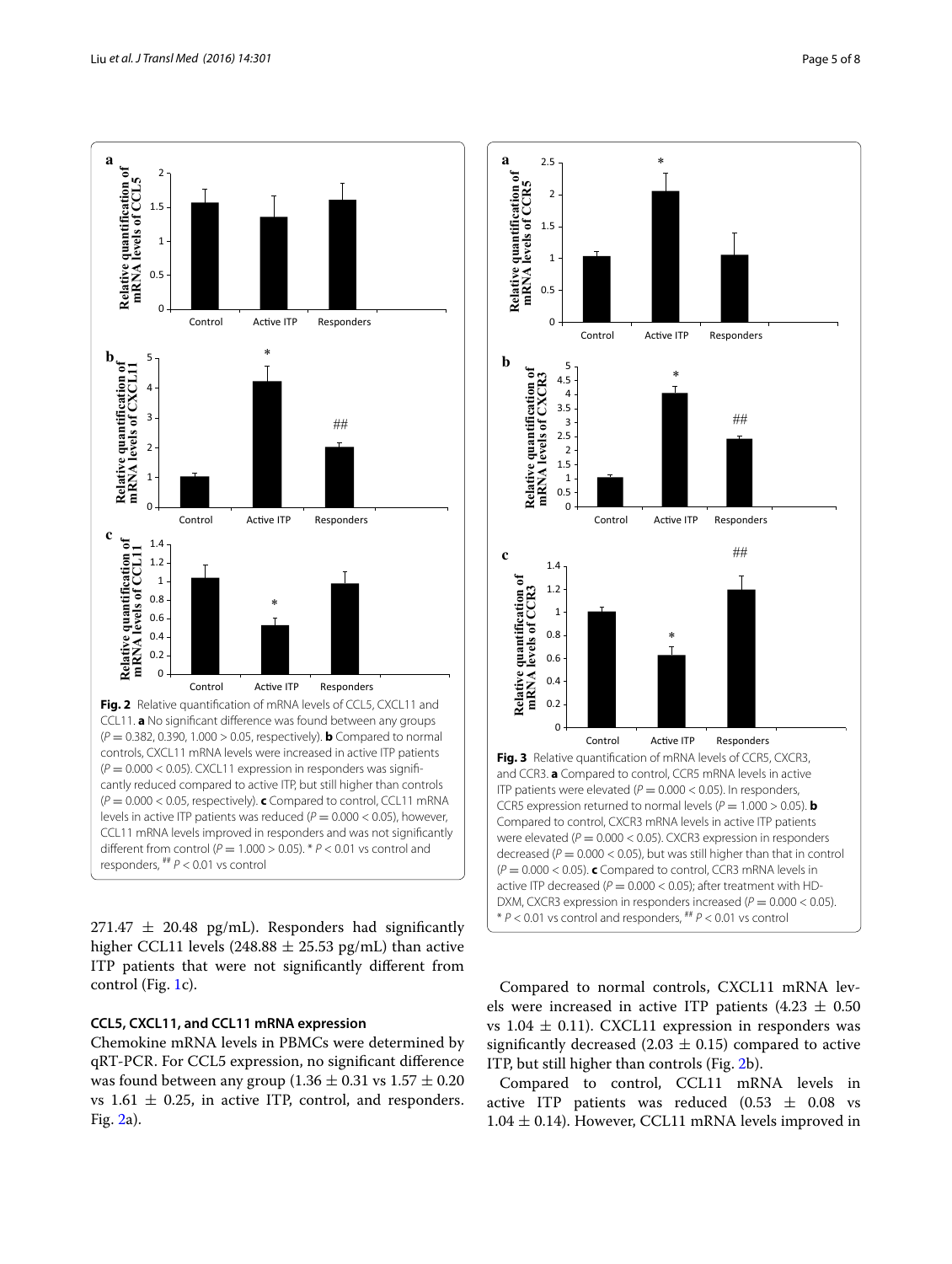**Fig. 2** Relative quantification of mRNA levels of CCL5, CXCL11 and CCL11. **a** No significant difference was found between any groups ($P = 0.382, 0.390, 1.000 > 0.05$, respectively). **b** Compared to normal controls, CXCL11 mRNA levels were increased in active ITP patients ($P = 0.000 < 0.05$). CXCL11 expression in responders was significantly reduced compared to active ITP, but still higher than controls ($P = 0.000 < 0.05$, respectively). **c** Compared to control, CCL11 mRNA levels in active ITP patients was reduced ($P = 0.000 < 0.05$), however, CCL11 mRNA levels improved in responders and was not significantly different from control ($P = 1.000 > 0.05$). * $P < 0.01$ vs control and responders, ## $P < 0.01$ vs control

**Fig. 3** Relative quantification of mRNA levels of CCR5, CXCR3, and CCR3. **a** Compared to control, CCR5 mRNA levels in active ITP patients were elevated ($P = 0.000 < 0.05$). In responders, CCR5 expression returned to normal levels ($P = 1.000 > 0.05$). **b** Compared to control, CXCR3 mRNA levels in active ITP patients were elevated ($P = 0.000 < 0.05$). CXCR3 expression in responders decreased ($P = 0.000 < 0.05$), but was still higher than that in control ($P = 0.000 < 0.05$). **c** Compared to control, CCR3 mRNA levels in active ITP decreased ($P = 0.000 < 0.05$); after treatment with HD-DXM, CXCR3 expression in responders increased ($P = 0.000 < 0.05$). * $P < 0.01$ vs control and responders, ## $P < 0.01$ vs control

$271.47 \pm 20.48$ pg/mL). Responders had significantly higher CCL11 levels ($248.88 \pm 25.53$ pg/mL) than active ITP patients that were not significantly different from control (Fig. 1c).

### CCL5, CXCL11, and CCL11 mRNA expression

Chemokine mRNA levels in PBMCs were determined by qRT-PCR. For CCL5 expression, no significant difference was found between any group ($1.36 \pm 0.31$ vs $1.57 \pm 0.20$ vs $1.61 \pm 0.25$, in active ITP, control, and responders. Fig. 2a).

Compared to normal controls, CXCL11 mRNA levels were increased in active ITP patients ($4.23 \pm 0.50$ vs $1.04 \pm 0.11$). CXCL11 expression in responders was significantly decreased ($2.03 \pm 0.15$) compared to active ITP, but still higher than controls (Fig. 2b).

Compared to control, CCL11 mRNA levels in active ITP patients was reduced ($0.53 \pm 0.08$ vs $1.04 \pm 0.14$). However, CCL11 mRNA levels improved in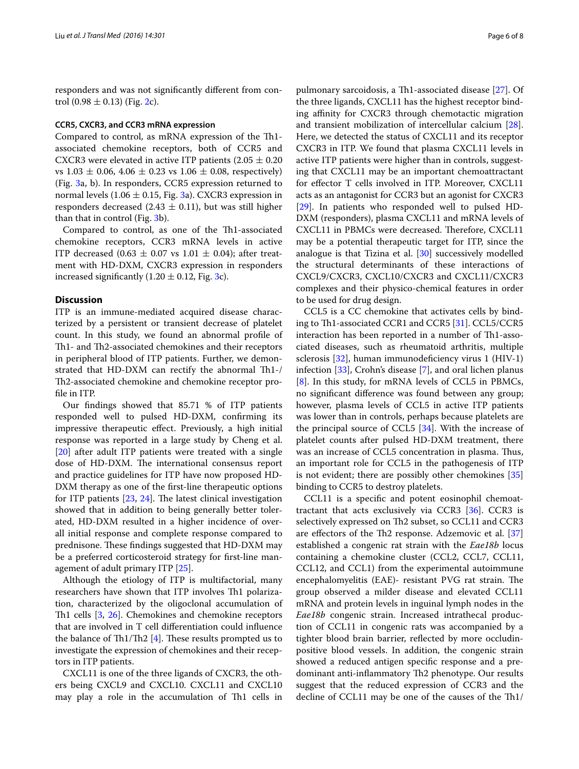responders and was not significantly different from control (0.98 ± 0.13) (Fig. 2c).

#### CCR5, CXCR3, and CCR3 mRNA expression

Compared to control, as mRNA expression of the Th1-associated chemokine receptors, both of CCR5 and CXCR3 were elevated in active ITP patients (2.05 ± 0.20 vs 1.03 ± 0.06, 4.06 ± 0.23 vs 1.06 ± 0.08, respectively) (Fig. 3a, b). In responders, CCR5 expression returned to normal levels (1.06 ± 0.15, Fig. 3a). CXCR3 expression in responders decreased (2.43 ± 0.11), but was still higher than that in control (Fig. 3b).

Compared to control, as one of the Th1-associated chemokine receptors, CCR3 mRNA levels in active ITP decreased (0.63 ± 0.07 vs 1.01 ± 0.04); after treatment with HD-DXM, CXCR3 expression in responders increased significantly (1.20 ± 0.12, Fig. 3c).

## Discussion

ITP is an immune-mediated acquired disease characterized by a persistent or transient decrease of platelet count. In this study, we found an abnormal profile of Th1- and Th2-associated chemokines and their receptors in peripheral blood of ITP patients. Further, we demonstrated that HD-DXM can rectify the abnormal Th1-/Th2-associated chemokine and chemokine receptor profile in ITP.

Our findings showed that 85.71 % of ITP patients responded well to pulsed HD-DXM, confirming its impressive therapeutic effect. Previously, a high initial response was reported in a large study by Cheng et al. [20] after adult ITP patients were treated with a single dose of HD-DXM. The international consensus report and practice guidelines for ITP have now proposed HD-DXM therapy as one of the first-line therapeutic options for ITP patients [23, 24]. The latest clinical investigation showed that in addition to being generally better tolerated, HD-DXM resulted in a higher incidence of overall initial response and complete response compared to prednisone. These findings suggested that HD-DXM may be a preferred corticosteroid strategy for first-line management of adult primary ITP [25].

Although the etiology of ITP is multifactorial, many researchers have shown that ITP involves Th1 polarization, characterized by the oligoclonal accumulation of Th1 cells [3, 26]. Chemokines and chemokine receptors that are involved in T cell differentiation could influence the balance of Th1/Th2 [4]. These results prompted us to investigate the expression of chemokines and their receptors in ITP patients.

CXCL11 is one of the three ligands of CXCR3, the others being CXCL9 and CXCL10. CXCL11 and CXCL10 may play a role in the accumulation of Th1 cells in pulmonary sarcoidosis, a Th1-associated disease [27]. Of the three ligands, CXCL11 has the highest receptor binding affinity for CXCR3 through chemotactic migration and transient mobilization of intercellular calcium [28]. Here, we detected the status of CXCL11 and its receptor CXCR3 in ITP. We found that plasma CXCL11 levels in active ITP patients were higher than in controls, suggesting that CXCL11 may be an important chemoattractant for effector T cells involved in ITP. Moreover, CXCL11 acts as an antagonist for CCR3 but an agonist for CXCR3 [29]. In patients who responded well to pulsed HD-DXM (responders), plasma CXCL11 and mRNA levels of CXCL11 in PBMCs were decreased. Therefore, CXCL11 may be a potential therapeutic target for ITP, since the analogue is that Tizina et al. [30] successively modelled the structural determinants of these interactions of CXCL9/CXCR3, CXCL10/CXCR3 and CXCL11/CXCR3 complexes and their physico-chemical features in order to be used for drug design.

CCL5 is a CC chemokine that activates cells by binding to Th1-associated CCR1 and CCR5 [31]. CCL5/CCR5 interaction has been reported in a number of Th1-associated diseases, such as rheumatoid arthritis, multiple sclerosis [32], human immunodeficiency virus 1 (HIV-1) infection [33], Crohn's disease [7], and oral lichen planus [8]. In this study, for mRNA levels of CCL5 in PBMCs, no significant difference was found between any group; however, plasma levels of CCL5 in active ITP patients was lower than in controls, perhaps because platelets are the principal source of CCL5 [34]. With the increase of platelet counts after pulsed HD-DXM treatment, there was an increase of CCL5 concentration in plasma. Thus, an important role for CCL5 in the pathogenesis of ITP is not evident; there are possibly other chemokines [35] binding to CCR5 to destroy platelets.

CCL11 is a specific and potent eosinophil chemoattractant that acts exclusively via CCR3 [36]. CCR3 is selectively expressed on Th2 subset, so CCL11 and CCR3 are effectors of the Th2 response. Adzemovic et al. [37] established a congenic rat strain with the *Eae18b* locus containing a chemokine cluster (CCL2, CCL7, CCL11, CCL12, and CCL1) from the experimental autoimmune encephalomyelitis (EAE)- resistant PVG rat strain. The group observed a milder disease and elevated CCL11 mRNA and protein levels in inguinal lymph nodes in the *Eae18b* congenic strain. Increased intrathecal production of CCL11 in congenic rats was accompanied by a tighter blood brain barrier, reflected by more occludin-positive blood vessels. In addition, the congenic strain showed a reduced antigen specific response and a predominant anti-inflammatory Th2 phenotype. Our results suggest that the reduced expression of CCR3 and the decline of CCL11 may be one of the causes of the Th1/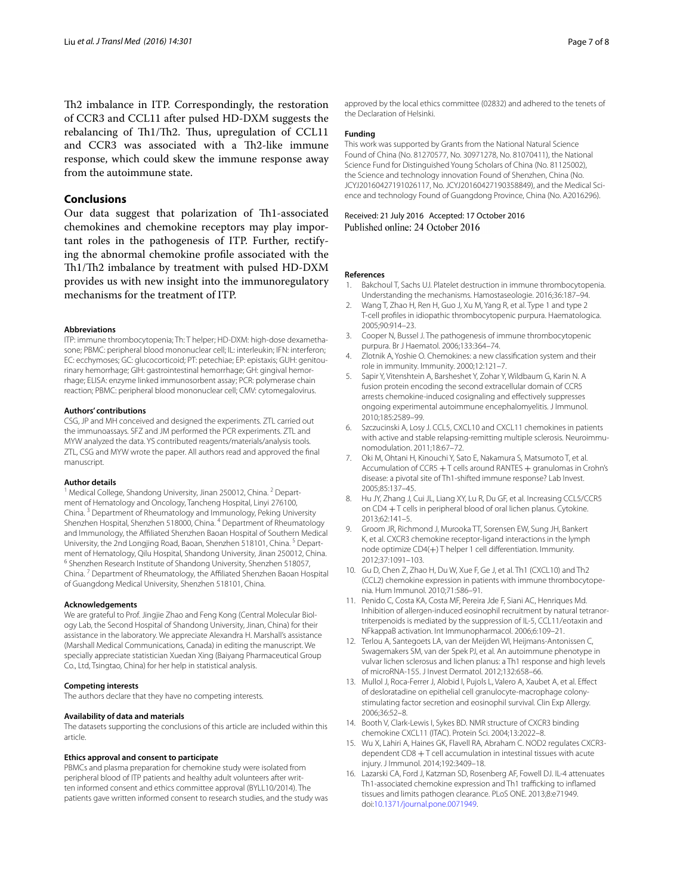Th2 imbalance in ITP. Correspondingly, the restoration of CCR3 and CCL11 after pulsed HD-DXM suggests the rebalancing of Th1/Th2. Thus, upregulation of CCL11 and CCR3 was associated with a Th2-like immune response, which could skew the immune response away from the autoimmune state.

## Conclusions

Our data suggest that polarization of Th1-associated chemokines and chemokine receptors may play important roles in the pathogenesis of ITP. Further, rectifying the abnormal chemokine profile associated with the Th1/Th2 imbalance by treatment with pulsed HD-DXM provides us with new insight into the immunoregulatory mechanisms for the treatment of ITP.

#### Abbreviations

ITP: immune thrombocytopenia; Th: T helper; HD-DXM: high-dose dexamethasone; PBMC: peripheral blood mononuclear cell; IL: interleukin; IFN: interferon; EC: ecchymoses; GC: glucocorticoid; PT: petechiae; EP: epistaxis; GUH: genitourinary hemorrhage; GIH: gastrointestinal hemorrhage; GH: gingival hemorrhage; ELISA: enzyme linked immunosorbent assay; PCR: polymerase chain reaction; PBMC: peripheral blood mononuclear cell; CMV: cytomegalovirus.

#### Authors' contributions

CSG, JP and MH conceived and designed the experiments. ZTL carried out the immunoassays. SFZ and JM performed the PCR experiments. ZTL and MYW analyzed the data. YS contributed reagents/materials/analysis tools. ZTL, CSG and MYW wrote the paper. All authors read and approved the final manuscript.

#### Author details

[1] Medical College, Shandong University, Jinan 250012, China. [2] Department of Hematology and Oncology, Tancheng Hospital, Linyi 276100, China. [3] Department of Rheumatology and Immunology, Peking University Shenzhen Hospital, Shenzhen 518000, China. [4] Department of Rheumatology and Immunology, the Affiliated Shenzhen Baoan Hospital of Southern Medical University, the 2nd Longjing Road, Baoan, Shenzhen 518101, China. [5] Department of Hematology, Qilu Hospital, Shandong University, Jinan 250012, China. [6] Shenzhen Research Institute of Shandong University, Shenzhen 518057, China. [7] Department of Rheumatology, the Affiliated Shenzhen Baoan Hospital of Guangdong Medical University, Shenzhen 518101, China.

#### Acknowledgements

We are grateful to Prof. Jingjie Zhao and Feng Kong (Central Molecular Biology Lab, the Second Hospital of Shandong University, Jinan, China) for their assistance in the laboratory. We appreciate Alexandra H. Marshall's assistance (Marshall Medical Communications, Canada) in editing the manuscript. We specially appreciate statistician Xuedan Xing (Baiyang Pharmaceutical Group Co., Ltd, Tsingtao, China) for her help in statistical analysis.

#### Competing interests

The authors declare that they have no competing interests.

#### Availability of data and materials

The datasets supporting the conclusions of this article are included within this article.

#### Ethics approval and consent to participate

PBMCs and plasma preparation for chemokine study were isolated from peripheral blood of ITP patients and healthy adult volunteers after written informed consent and ethics committee approval (BYLL10/2014). The patients gave written informed consent to research studies, and the study was approved by the local ethics committee (02832) and adhered to the tenets of the Declaration of Helsinki.

#### Funding

This work was supported by Grants from the National Natural Science Found of China (No. 81270577, No. 30971278, No. 81070411), the National Science Fund for Distinguished Young Scholars of China (No. 81125002), the Science and technology innovation Found of Shenzhen, China (No. JCYJ20160427191026117, No. JCYJ20160427190358849), and the Medical Science and technology Found of Guangdong Province, China (No. A2016296).

Received: 21 July 2016 Accepted: 17 October 2016
Published online: 24 October 2016

#### References

1. Bakchoul T, Sachs UJ. Platelet destruction in immune thrombocytopenia. Understanding the mechanisms. Hamostaseologie. 2016;36:187–94.
2. Wang T, Zhao H, Ren H, Guo J, Xu M, Yang R, et al. Type 1 and type 2 T-cell profiles in idiopathic thrombocytopenic purpura. Haematologica. 2005;90:914–23.
3. Cooper N, Bussel J. The pathogenesis of immune thrombocytopenic purpura. Br J Haematol. 2006;133:364–74.
4. Zlotnik A, Yoshie O. Chemokines: a new classification system and their role in immunity. Immunity. 2000;12:121–7.
5. Sapir Y, Vitenshtein A, Barsheshet Y, Zohar Y, Wildbaum G, Karin N. A fusion protein encoding the second extracellular domain of CCR5 arrests chemokine-induced cosignaling and effectively suppresses ongoing experimental autoimmune encephalomyelitis. J Immunol. 2010;185:2589–99.
6. Szczucinski A, Losy J. CCL5, CXCL10 and CXCL11 chemokines in patients with active and stable relapsing-remitting multiple sclerosis. Neuroimmunomodulation. 2011;18:67–72.
7. Oki M, Ohtani H, Kinouchi Y, Sato E, Nakamura S, Matsumoto T, et al. Accumulation of CCR5 + T cells around RANTES + granulomas in Crohn's disease: a pivotal site of Th1-shifted immune response? Lab Invest. 2005;85:137–45.
8. Hu JY, Zhang J, Cui JL, Liang XY, Lu R, Du GF, et al. Increasing CCL5/CCR5 on CD4 + T cells in peripheral blood of oral lichen planus. Cytokine. 2013;62:141–5.
9. Groom JR, Richmond J, Murooka TT, Sorensen EW, Sung JH, Bankert K, et al. CXCR3 chemokine receptor-ligand interactions in the lymph node optimize CD4(+) T helper 1 cell differentiation. Immunity. 2012;37:1091–103.
10. Gu D, Chen Z, Zhao H, Du W, Xue F, Ge J, et al. Th1 (CXCL10) and Th2 (CCL2) chemokine expression in patients with immune thrombocytopenia. Hum Immunol. 2010;71:586–91.
11. Penido C, Costa KA, Costa MF, Pereira Jde F, Siani AC, Henriques Md. Inhibition of allergen-induced eosinophil recruitment by natural tetranortriterpenoids is mediated by the suppression of IL-5, CCL11/eotaxin and NFkappaB activation. Int Immunopharmacol. 2006;6:109–21.
12. Terlou A, Santegoets LA, van der Meijden WI, Heijmans-Antonissen C, Swagemakers SM, van der Spek PJ, et al. An autoimmune phenotype in vulvar lichen sclerosus and lichen planus: a Th1 response and high levels of microRNA-155. J Invest Dermatol. 2012;132:658–66.
13. Mullol J, Roca-Ferrer J, Alobid I, Pujols L, Valero A, Xaubet A, et al. Effect of desloratadine on epithelial cell granulocyte-macrophage colony-stimulating factor secretion and eosinophil survival. Clin Exp Allergy. 2006;36:52–8.
14. Booth V, Clark-Lewis I, Sykes BD. NMR structure of CXCR3 binding chemokine CXCL11 (ITAC). Protein Sci. 2004;13:2022–8.
15. Wu X, Lahiri A, Haines GK, Flavell RA, Abraham C. NOD2 regulates CXCR3-dependent CD8 + T cell accumulation in intestinal tissues with acute injury. J Immunol. 2014;192:3409–18.
16. Lazarski CA, Ford J, Katzman SD, Rosenberg AF, Fowell DJ. IL-4 attenuates Th1-associated chemokine expression and Th1 trafficking to inflamed tissues and limits pathogen clearance. PLoS ONE. 2013;8:e71949. doi:10.1371/journal.pone.0071949.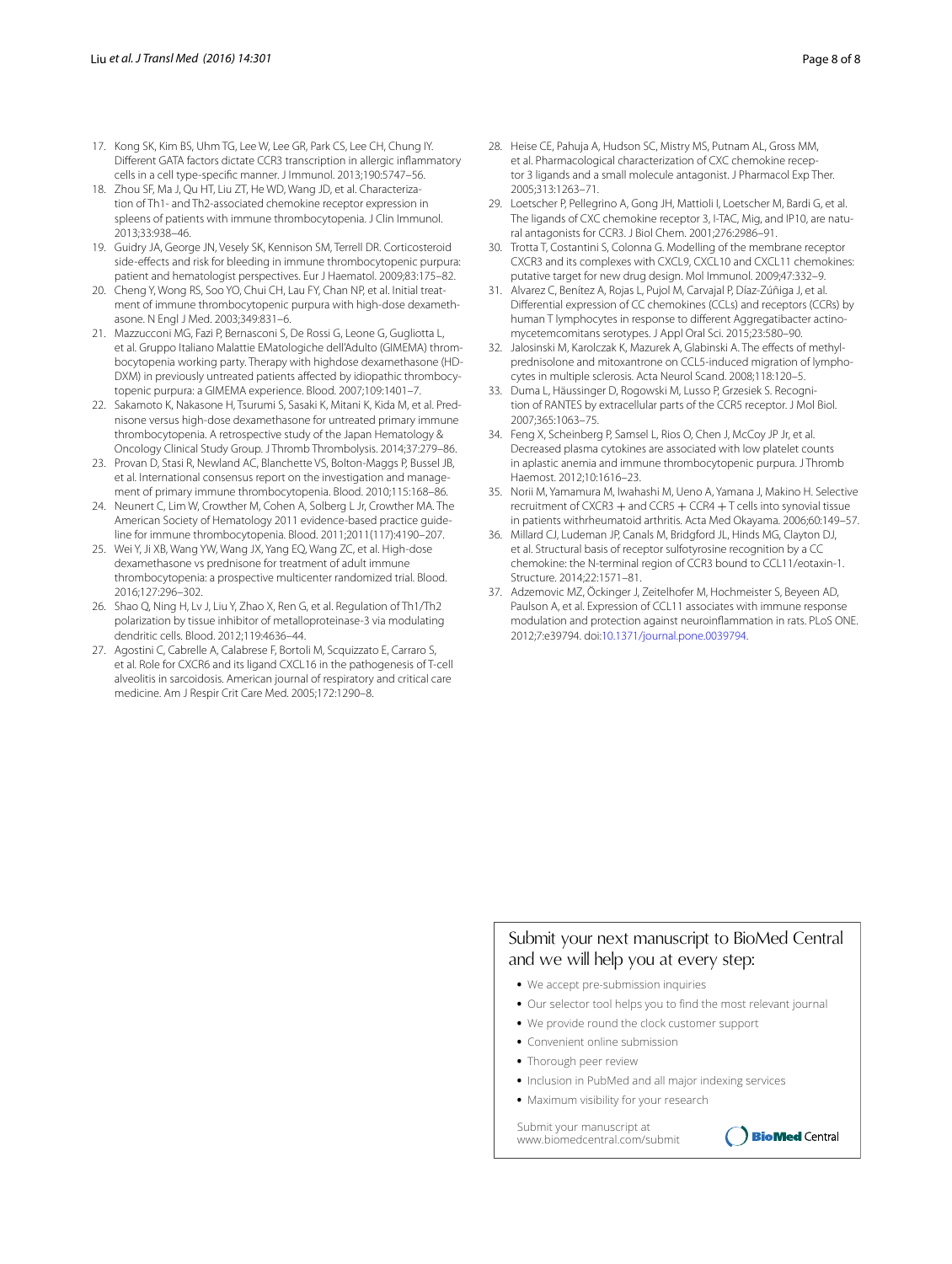17. Kong SK, Kim BS, Uhm TG, Lee W, Lee GR, Park CS, Lee CH, Chung IY. Different GATA factors dictate CCR3 transcription in allergic inflammatory cells in a cell type-specific manner. J Immunol. 2013;190:5747–56.
18. Zhou SF, Ma J, Qu HT, Liu ZT, He WD, Wang JD, et al. Characterization of Th1- and Th2-associated chemokine receptor expression in spleens of patients with immune thrombocytopenia. J Clin Immunol. 2013;33:938–46.
19. Guidry JA, George JN, Vesely SK, Kennison SM, Terrell DR. Corticosteroid side-effects and risk for bleeding in immune thrombocytopenic purpura: patient and hematologist perspectives. Eur J Haematol. 2009;83:175–82.
20. Cheng Y, Wong RS, Soo YO, Chui CH, Lau FY, Chan NP, et al. Initial treatment of immune thrombocytopenic purpura with high-dose dexamethasone. N Engl J Med. 2003;349:831–6.
21. Mazzucconi MG, Fazi P, Bernasconi S, De Rossi G, Leone G, Gugliotta L, et al. Gruppo Italiano Malattie EMatologiche dell'Adulto (GIMEMA) thrombocytopenia working party. Therapy with highdose dexamethasone (HD-DXM) in previously untreated patients affected by idiopathic thrombocytopenic purpura: a GIMEMA experience. Blood. 2007;109:1401–7.
22. Sakamoto K, Nakasone H, Tsurumi S, Sasaki K, Mitani K, Kida M, et al. Prednisone versus high-dose dexamethasone for untreated primary immune thrombocytopenia. A retrospective study of the Japan Hematology & Oncology Clinical Study Group. J Thromb Thrombolysis. 2014;37:279–86.
23. Provan D, Stasi R, Newland AC, Blanchette VS, Bolton-Maggs P, Bussel JB, et al. International consensus report on the investigation and management of primary immune thrombocytopenia. Blood. 2010;115:168–86.
24. Neunert C, Lim W, Crowther M, Cohen A, Solberg L Jr, Crowther MA. The American Society of Hematology 2011 evidence-based practice guideline for immune thrombocytopenia. Blood. 2011;2011(117):4190–207.
25. Wei Y, Ji XB, Wang YW, Wang JX, Yang EQ, Wang ZC, et al. High-dose dexamethasone vs prednisone for treatment of adult immune thrombocytopenia: a prospective multicenter randomized trial. Blood. 2016;127:296–302.
26. Shao Q, Ning H, Lv J, Liu Y, Zhao X, Ren G, et al. Regulation of Th1/Th2 polarization by tissue inhibitor of metalloproteinase-3 via modulating dendritic cells. Blood. 2012;119:4636–44.
27. Agostini C, Cabrelle A, Calabrese F, Bortoli M, Scquizzato E, Carraro S, et al. Role for CXCR6 and its ligand CXCL16 in the pathogenesis of T-cell alveolitis in sarcoidosis. American journal of respiratory and critical care medicine. Am J Respir Crit Care Med. 2005;172:1290–8.
28. Heise CE, Pahuja A, Hudson SC, Mistry MS, Putnam AL, Gross MM, et al. Pharmacological characterization of CXC chemokine receptor 3 ligands and a small molecule antagonist. J Pharmacol Exp Ther. 2005;313:1263–71.
29. Loetscher P, Pellegrino A, Gong JH, Mattioli I, Loetscher M, Bardi G, et al. The ligands of CXC chemokine receptor 3, I-TAC, Mig, and IP10, are natural antagonists for CCR3. J Biol Chem. 2001;276:2986–91.
30. Trotta T, Costantini S, Colonna G. Modelling of the membrane receptor CXCR3 and its complexes with CXCL9, CXCL10 and CXCL11 chemokines: putative target for new drug design. Mol Immunol. 2009;47:332–9.
31. Alvarez C, Benítez A, Rojas L, Pujol M, Carvajal P, Díaz-Zúñiga J, et al. Differential expression of CC chemokines (CCLs) and receptors (CCRs) by human T lymphocytes in response to different Aggregatibacter actinomycetemcomitans serotypes. J Appl Oral Sci. 2015;23:580–90.
32. Jalosinski M, Karolczak K, Mazurek A, Glabinski A. The effects of methylprednisolone and mitoxantrone on CCL5-induced migration of lymphocytes in multiple sclerosis. Acta Neurol Scand. 2008;118:120–5.
33. Duma L, Häussinger D, Rogowski M, Lusso P, Grzesiek S. Recognition of RANTES by extracellular parts of the CCR5 receptor. J Mol Biol. 2007;365:1063–75.
34. Feng X, Scheinberg P, Samsel L, Rios O, Chen J, McCoy JP Jr, et al. Decreased plasma cytokines are associated with low platelet counts in aplastic anemia and immune thrombocytopenic purpura. J Thromb Haemost. 2012;10:1616–23.
35. Norii M, Yamamura M, Iwahashi M, Ueno A, Yamana J, Makino H. Selective recruitment of CXCR3 + and CCR5 + CCR4 + T cells into synovial tissue in patients withrheumatoid arthritis. Acta Med Okayama. 2006;60:149–57.
36. Millard CJ, Ludeman JP, Canals M, Bridgford JL, Hinds MG, Clayton DJ, et al. Structural basis of receptor sulfotyrosine recognition by a CC chemokine: the N-terminal region of CCR3 bound to CCL11/eotaxin-1. Structure. 2014;22:1571–81.
37. Adzemovic MZ, Öckinger J, Zeitelhofer M, Hochmeister S, Beyeen AD, Paulson A, et al. Expression of CCL11 associates with immune response modulation and protection against neuroinflammation in rats. PLoS ONE. 2012;7:e39794. doi:10.1371/journal.pone.0039794.

Submit your next manuscript to BioMed Central and we will help you at every step:

- We accept pre-submission inquiries
- Our selector tool helps you to find the most relevant journal
- We provide round the clock customer support
- Convenient online submission
- Thorough peer review
- Inclusion in PubMed and all major indexing services
- Maximum visibility for your research

Submit your manuscript at www.biomedcentral.com/submit